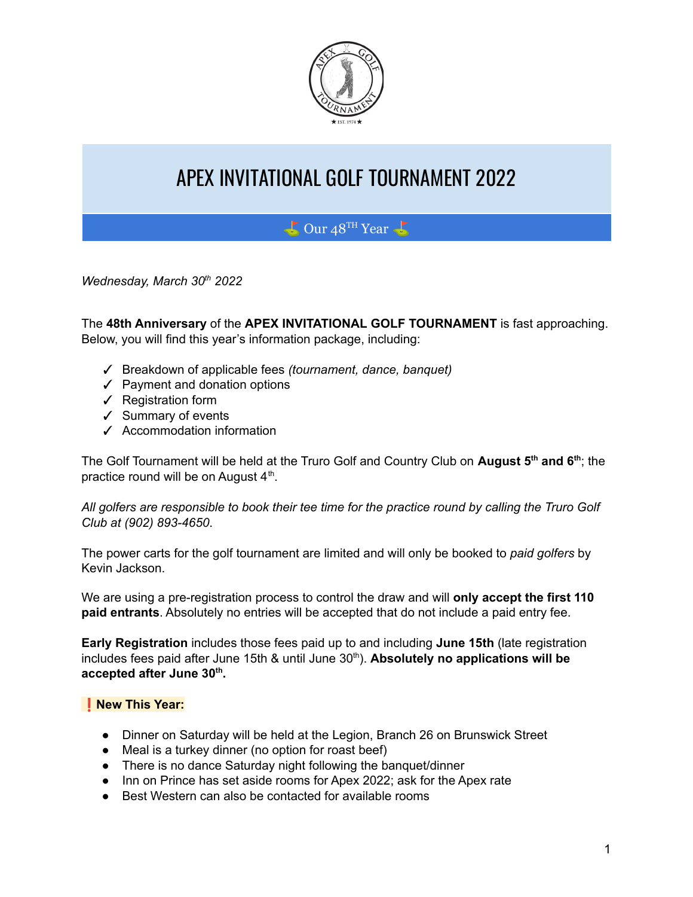# APEX INVITATIONAL GOLF TOURNAMENT 2022

⛳ Our 48TH Year ⛳

*Wednesday, March 30th 2022*

The **48th Anniversary** of the **APEX INVITATIONAL GOLF TOURNAMENT** is fast approaching. Below, you will find this year's information package, including:

- ✓ Breakdown of applicable fees *(tournament, dance, banquet)*
- ✓ Payment and donation options
- ✓ Registration form
- ✓ Summary of events
- ✓ Accommodation information

The Golf Tournament will be held at the Truro Golf and Country Club on **August 5th and 6th**; the practice round will be on August 4th.

*All golfers are responsible to book their tee time for the practice round by calling the Truro Golf Club at (902) 893-4650.*

The power carts for the golf tournament are limited and will only be booked to *paid golfers* by Kevin Jackson.

We are using a pre-registration process to control the draw and will **only accept the first 110 paid entrants**. Absolutely no entries will be accepted that do not include a paid entry fee.

**Early Registration** includes those fees paid up to and including **June 15th** (late registration includes fees paid after June 15th & until June 30th). **Absolutely no applications will be accepted after June 30th.**

**❗ New This Year:**

- Dinner on Saturday will be held at the Legion, Branch 26 on Brunswick Street
- Meal is a turkey dinner (no option for roast beef)
- There is no dance Saturday night following the banquet/dinner
- Inn on Prince has set aside rooms for Apex 2022; ask for the Apex rate
- Best Western can also be contacted for available rooms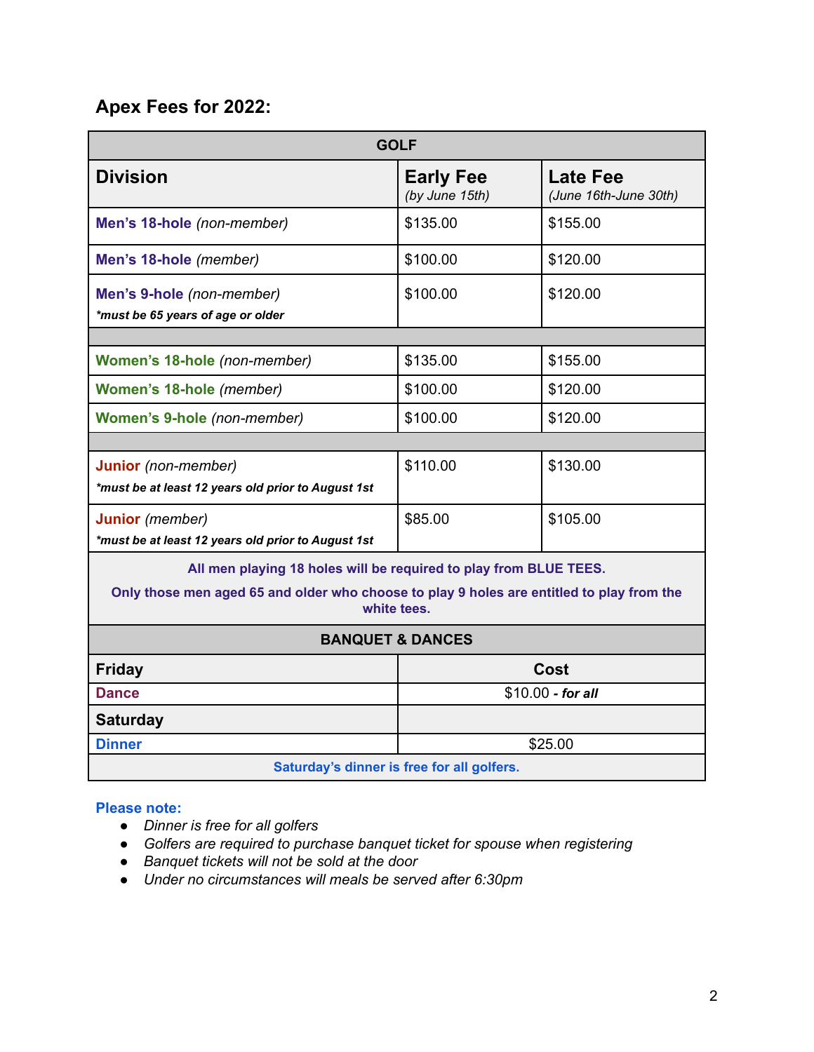## Apex Fees for 2022:

| GOLF | | |
|---|---|---|
| **Division** | **Early Fee** *(by June 15th)* | **Late Fee** *(June 16th-June 30th)* |
| **Men's 18-hole** *(non-member)* | $135.00 | $155.00 |
| **Men's 18-hole** *(member)* | $100.00 | $120.00 |
| **Men's 9-hole** *(non-member)* ***must be 65 years of age or older** | $100.00 | $120.00 |
| | | |
| **Women's 18-hole** *(non-member)* | $135.00 | $155.00 |
| **Women's 18-hole** *(member)* | $100.00 | $120.00 |
| **Women's 9-hole** *(non-member)* | $100.00 | $120.00 |
| | | |
| **Junior** *(non-member)* ***must be at least 12 years old prior to August 1st** | $110.00 | $130.00 |
| **Junior** *(member)* ***must be at least 12 years old prior to August 1st** | $85.00 | $105.00 |

**All men playing 18 holes will be required to play from BLUE TEES.**

**Only those men aged 65 and older who choose to play 9 holes are entitled to play from the white tees.**

| BANQUET & DANCES | |
|---|---|
| **Friday** | **Cost** |
| **Dance** | $10.00 ***- for all*** |
| **Saturday** | |
| **Dinner** | $25.00 |

**Saturday's dinner is free for all golfers.**

**Please note:**

- *Dinner is free for all golfers*
- *Golfers are required to purchase banquet ticket for spouse when registering*
- *Banquet tickets will not be sold at the door*
- *Under no circumstances will meals be served after 6:30pm*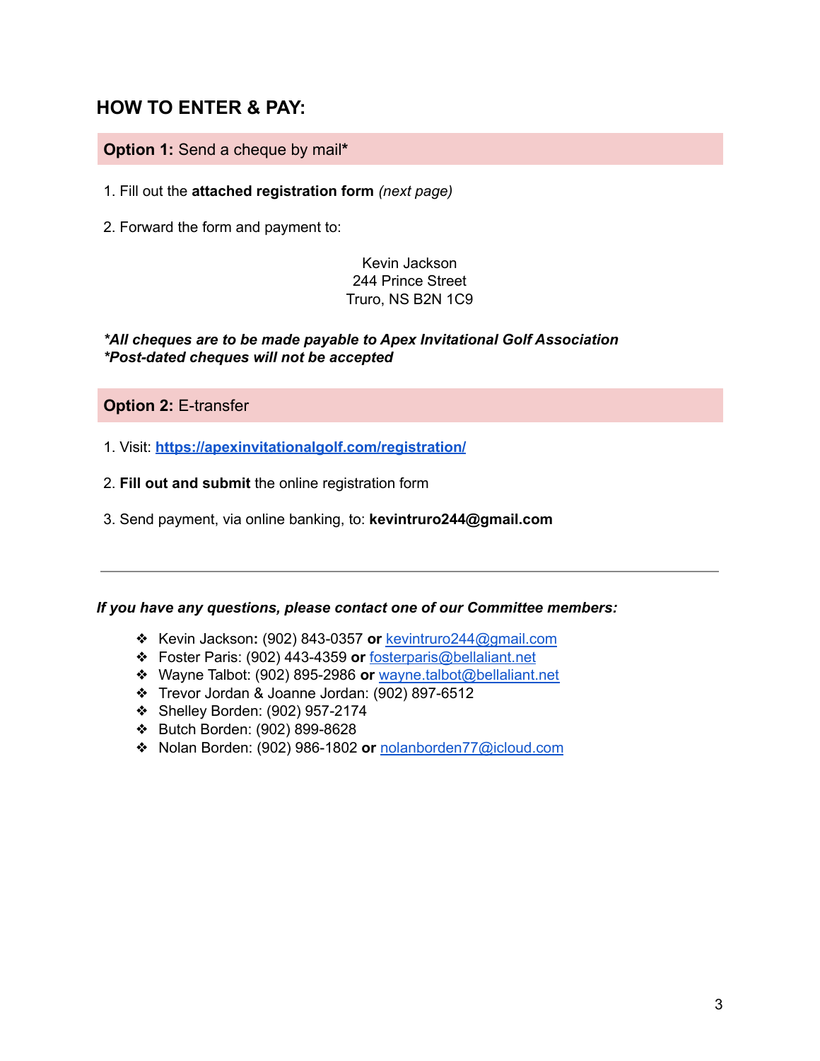## HOW TO ENTER & PAY:

**Option 1:** Send a cheque by mail*

1. Fill out the **attached registration form** *(next page)*

2. Forward the form and payment to:

Kevin Jackson
244 Prince Street
Truro, NS B2N 1C9

***All cheques are to be made payable to Apex Invitational Golf Association***
***Post-dated cheques will not be accepted***

**Option 2:** E-transfer

1. Visit: **[https://apexinvitationalgolf.com/registration/](https://apexinvitationalgolf.com/registration/)**

2. **Fill out and submit** the online registration form

3. Send payment, via online banking, to: **kevintruro244@gmail.com**

---

***If you have any questions, please contact one of our Committee members:***

- Kevin Jackson**:** (902) 843-0357 **or** kevintruro244@gmail.com
- Foster Paris: (902) 443-4359 **or** fosterparis@bellaliant.net
- Wayne Talbot: (902) 895-2986 **or** wayne.talbot@bellaliant.net
- Trevor Jordan & Joanne Jordan: (902) 897-6512
- Shelley Borden: (902) 957-2174
- Butch Borden: (902) 899-8628
- Nolan Borden: (902) 986-1802 **or** nolanborden77@icloud.com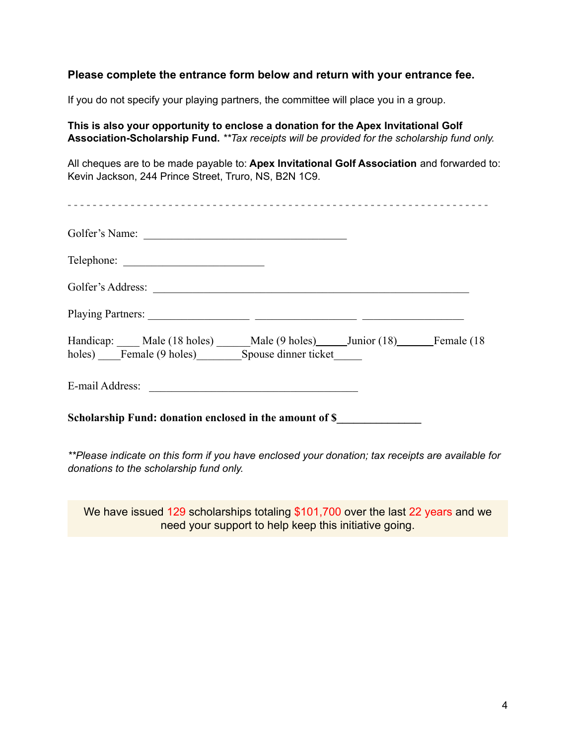**Please complete the entrance form below and return with your entrance fee.**

If you do not specify your playing partners, the committee will place you in a group.

**This is also your opportunity to enclose a donation for the Apex Invitational Golf Association-Scholarship Fund.** *\*\*Tax receipts will be provided for the scholarship fund only.*

All cheques are to be made payable to: **Apex Invitational Golf Association** and forwarded to: Kevin Jackson, 244 Prince Street, Truro, NS, B2N 1C9.

- - - - - - - - - - - - - - - - - - - - - - - - - - - - - - - - - - - - - - - - - - - - - - - - - - - - - - - - - - - - - - - - -

Golfer's Name: ______________________________________

Telephone: _________________________

Golfer's Address: ___________________________________________________________

Playing Partners: __________________ __________________ __________________

Handicap: ____ Male (18 holes) ______Male (9 holes)______Junior (18)______Female (18 holes) ____Female (9 holes)________Spouse dinner ticket_____

E-mail Address: ______________________________________

**Scholarship Fund: donation enclosed in the amount of $______________**

*\*\*Please indicate on this form if you have enclosed your donation; tax receipts are available for donations to the scholarship fund only.*

We have issued 129 scholarships totaling $101,700 over the last 22 years and we need your support to help keep this initiative going.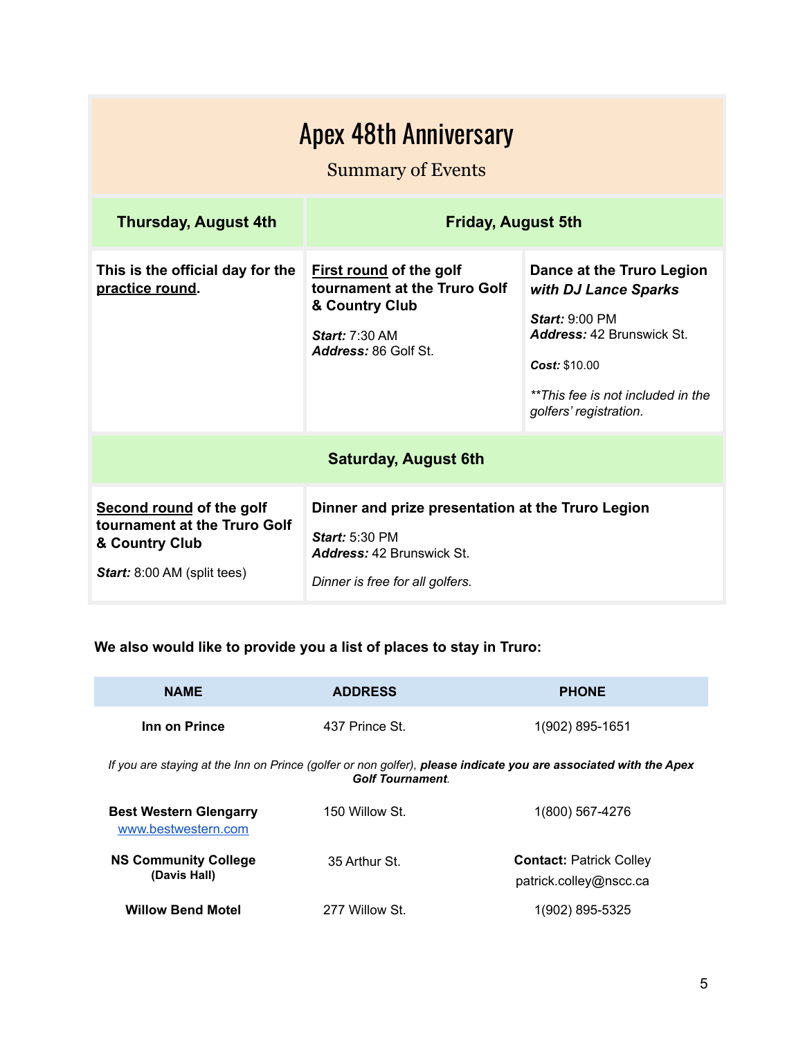# Apex 48th Anniversary

## Summary of Events

| Thursday, August 4th | Friday, August 5th | |
|---|---|---|
| This is the official day for the practice round. | First round of the golf tournament at the Truro Golf & Country Club<br><br>***Start:*** 7:30 AM<br>***Address:*** 86 Golf St. | **Dance at the Truro Legion *with DJ Lance Sparks***<br><br>***Start:*** 9:00 PM<br>***Address:*** 42 Brunswick St.<br><br>***Cost:*** $10.00<br><br>*\*\*This fee is not included in the golfers' registration.* |

| Saturday, August 6th | |
|---|---|
| Second round of the golf tournament at the Truro Golf & Country Club<br><br>***Start:*** 8:00 AM (split tees) | **Dinner and prize presentation at the Truro Legion**<br><br>***Start:*** 5:30 PM<br>***Address:*** 42 Brunswick St.<br><br>*Dinner is free for all golfers.* |

**We also would like to provide you a list of places to stay in Truro:**

| NAME | ADDRESS | PHONE |
|---|---|---|
| **Inn on Prince** | 437 Prince St. | 1(902) 895-1651 |
| *If you are staying at the Inn on Prince (golfer or non golfer), **please indicate you are associated with the Apex Golf Tournament**.* | | |
| **Best Western Glengarry**<br>www.bestwestern.com | 150 Willow St. | 1(800) 567-4276 |
| **NS Community College (Davis Hall)** | 35 Arthur St. | **Contact:** Patrick Colley<br>patrick.colley@nscc.ca |
| **Willow Bend Motel** | 277 Willow St. | 1(902) 895-5325 |